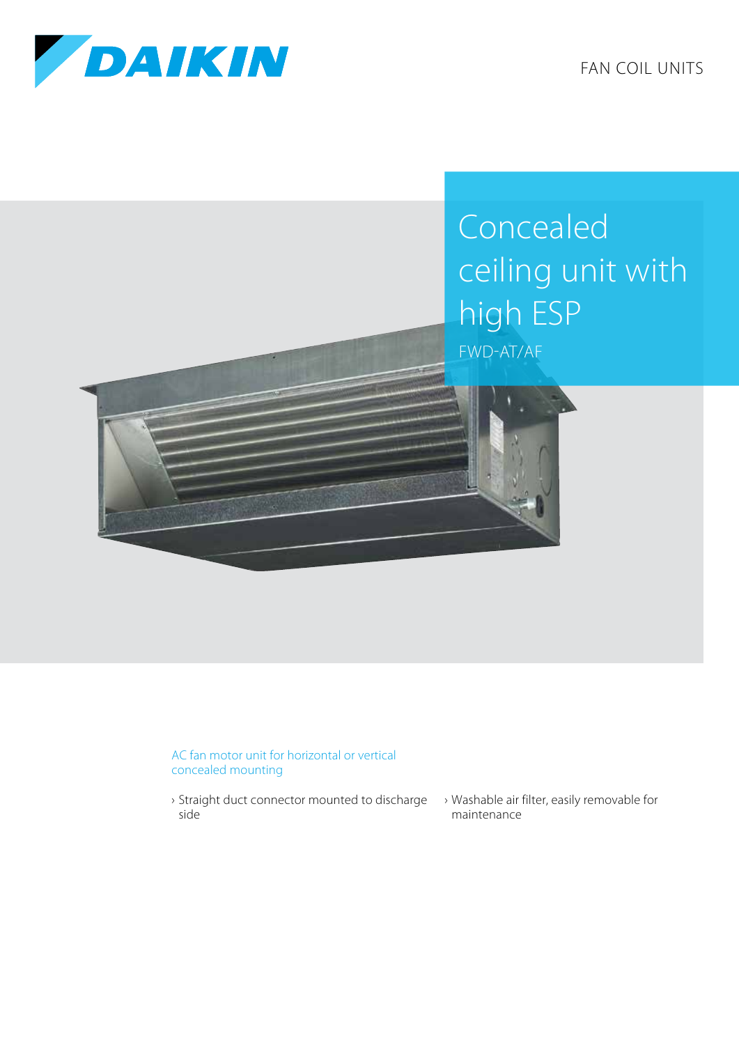FAN COIL UNITS

# Concealed ceiling unit with high ESP

FWD-AT/AF

AC fan motor unit for horizontal or vertical concealed mounting

- Straight duct connector mounted to discharge side
- Washable air filter, easily removable for maintenance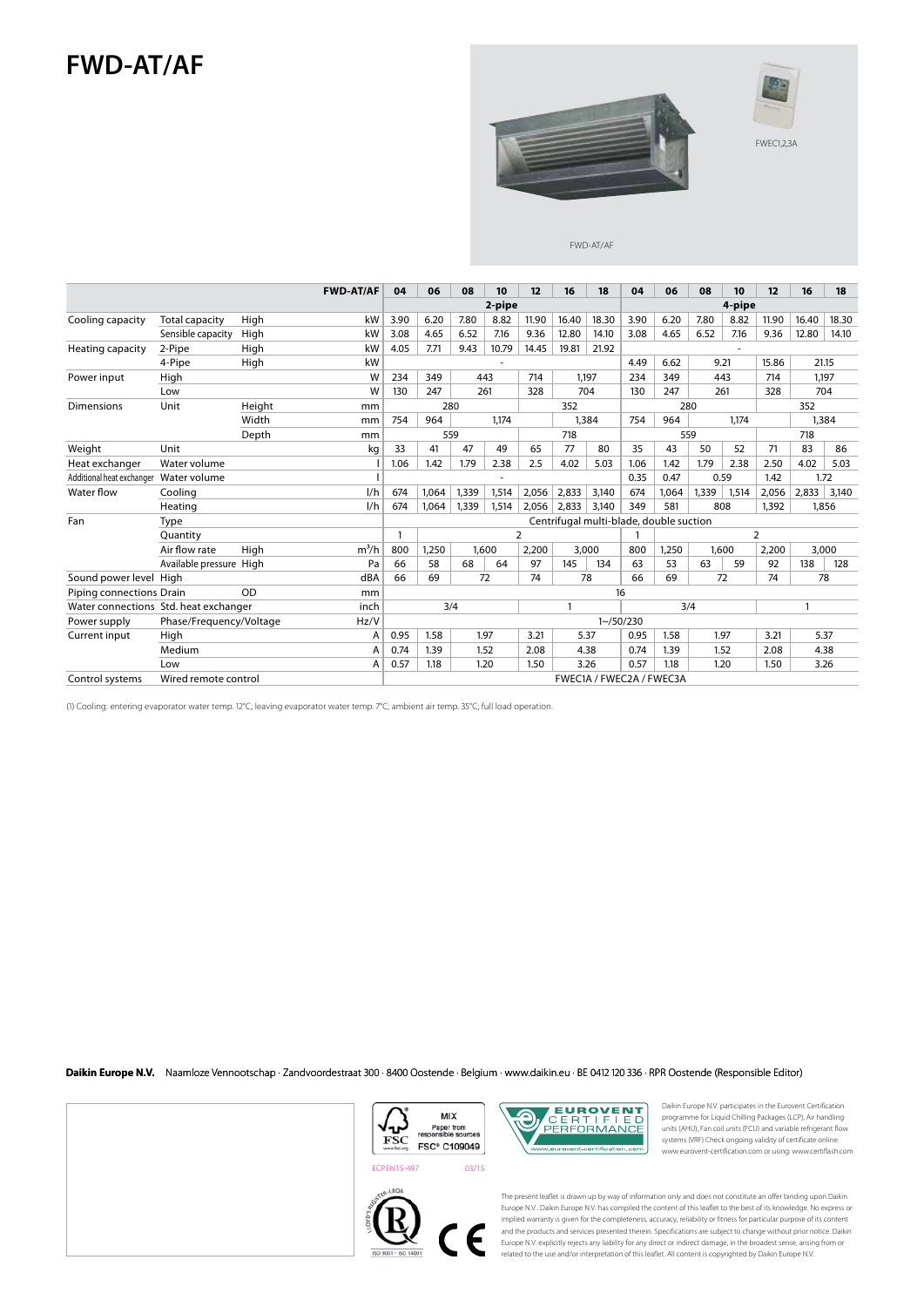# FWD-AT/AF

FWEC1,2,3A

FWD-AT/AF

| | | | FWD-AT/AF | 04 | 06 | 08 | 10 | 12 | 16 | 18 | 04 | 06 | 08 | 10 | 12 | 16 | 18 |
|---|---|---|---|---|---|---|---|---|---|---|---|---|---|---|---|---|---|
| | | | | 2-pipe | | | | | | | 4-pipe | | | | | | |
| Cooling capacity | Total capacity | High | kW | 3.90 | 6.20 | 7.80 | 8.82 | 11.90 | 16.40 | 18.30 | 3.90 | 6.20 | 7.80 | 8.82 | 11.90 | 16.40 | 18.30 |
| | Sensible capacity | High | kW | 3.08 | 4.65 | 6.52 | 7.16 | 9.36 | 12.80 | 14.10 | 3.08 | 4.65 | 6.52 | 7.16 | 9.36 | 12.80 | 14.10 |
| Heating capacity | 2-Pipe | High | kW | 4.05 | 7.71 | 9.43 | 10.79 | 14.45 | 19.81 | 21.92 | - | | | | | | |
| | 4-Pipe | High | kW | - | | | | | | | 4.49 | 6.62 | 9.21 | | 15.86 | 21.15 | |
| Power input | High | | W | 234 | 349 | 443 | | 714 | 1,197 | | 234 | 349 | 443 | | 714 | 1,197 | |
| | Low | | W | 130 | 247 | 261 | | 328 | 704 | | 130 | 247 | 261 | | 328 | 704 | |
| Dimensions | Unit | Height | mm | 280 | | | | 352 | | | 280 | | | | 352 | | |
| | | Width | mm | 754 | 964 | 1,174 | | | 1,384 | | 754 | 964 | 1,174 | | | 1,384 | |
| | | Depth | mm | 559 | | | | 718 | | | 559 | | | | 718 | | |
| Weight | Unit | | kg | 33 | 41 | 47 | 49 | 65 | 77 | 80 | 35 | 43 | 50 | 52 | 71 | 83 | 86 |
| Heat exchanger | Water volume | | l | 1.06 | 1.42 | 1.79 | 2.38 | 2.5 | 4.02 | 5.03 | 1.06 | 1.42 | 1.79 | 2.38 | 2.50 | 4.02 | 5.03 |
| Additional heat exchanger | Water volume | | l | - | | | | | | | 0.35 | 0.47 | 0.59 | | 1.42 | 1.72 | |
| Water flow | Cooling | | l/h | 674 | 1,064 | 1,339 | 1,514 | 2,056 | 2,833 | 3,140 | 674 | 1,064 | 1,339 | 1,514 | 2,056 | 2,833 | 3,140 |
| | Heating | | l/h | 674 | 1,064 | 1,339 | 1,514 | 2,056 | 2,833 | 3,140 | 349 | 581 | 808 | | 1,392 | 1,856 | |
| Fan | Type | | | Centrifugal multi-blade, double suction | | | | | | | | | | | | | |
| | Quantity | | | 1 | 2 | | | | | | 1 | 2 | | | | | |
| | Air flow rate | High | $m^3/h$ | 800 | 1,250 | 1,600 | | 2,200 | 3,000 | | 800 | 1,250 | 1,600 | | 2,200 | 3,000 | |
| | Available pressure | High | Pa | 66 | 58 | 68 | 64 | 97 | 145 | 134 | 63 | 53 | 63 | 59 | 92 | 138 | 128 |
| Sound power level | High | | dBA | 66 | 69 | 72 | | 74 | 78 | | 66 | 69 | 72 | | 74 | 78 | |
| Piping connections | Drain | OD | mm | 16 | | | | | | | | | | | | | |
| Water connections | Std. heat exchanger | | inch | 3/4 | | | | 1 | | | 3/4 | | | | 1 | | |
| Power supply | Phase/Frequency/Voltage | | Hz/V | 1~/50/230 | | | | | | | | | | | | | |
| Current input | High | | A | 0.95 | 1.58 | 1.97 | | 3.21 | 5.37 | | 0.95 | 1.58 | 1.97 | | 3.21 | 5.37 | |
| | Medium | | A | 0.74 | 1.39 | 1.52 | | 2.08 | 4.38 | | 0.74 | 1.39 | 1.52 | | 2.08 | 4.38 | |
| | Low | | A | 0.57 | 1.18 | 1.20 | | 1.50 | 3.26 | | 0.57 | 1.18 | 1.20 | | 1.50 | 3.26 | |
| Control systems | Wired remote control | | | FWEC1A / FWEC2A / FWEC3A | | | | | | | | | | | | | |

(1) Cooling: entering evaporator water temp. 12°C; leaving evaporator water temp. 7°C; ambient air temp. 35°C; full load operation.

**Daikin Europe N.V.** Naamloze Vennootschap · Zandvoordestraat 300 · 8400 Oostende · Belgium · www.daikin.eu · BE 0412 120 336 · RPR Oostende (Responsible Editor)

MIX Paper from responsible sources FSC® C109049

EUROVENT CERTIFIED PERFORMANCE www.eurovent-certification.com

Daikin Europe N.V. participates in the Eurovent Certification programme for Liquid Chilling Packages (LCP), Air handling units (AHU), Fan coil units (FCU) and variable refrigerant flow systems (VRF) Check ongoing validity of certificate online: www.eurovent-certification.com or using: www.certiflash.com

ECPEN15-497 03/15

ISO 9001 · ISO 14001

The present leaflet is drawn up by way of information only and does not constitute an offer binding upon Daikin Europe N.V.. Daikin Europe N.V. has compiled the content of this leaflet to the best of its knowledge. No express or implied warranty is given for the completeness, accuracy, reliability or fitness for particular purpose of its content and the products and services presented therein. Specifications are subject to change without prior notice. Daikin Europe N.V. explicitly rejects any liability for any direct or indirect damage, in the broadest sense, arising from or related to the use and/or interpretation of this leaflet. All content is copyrighted by Daikin Europe N.V.